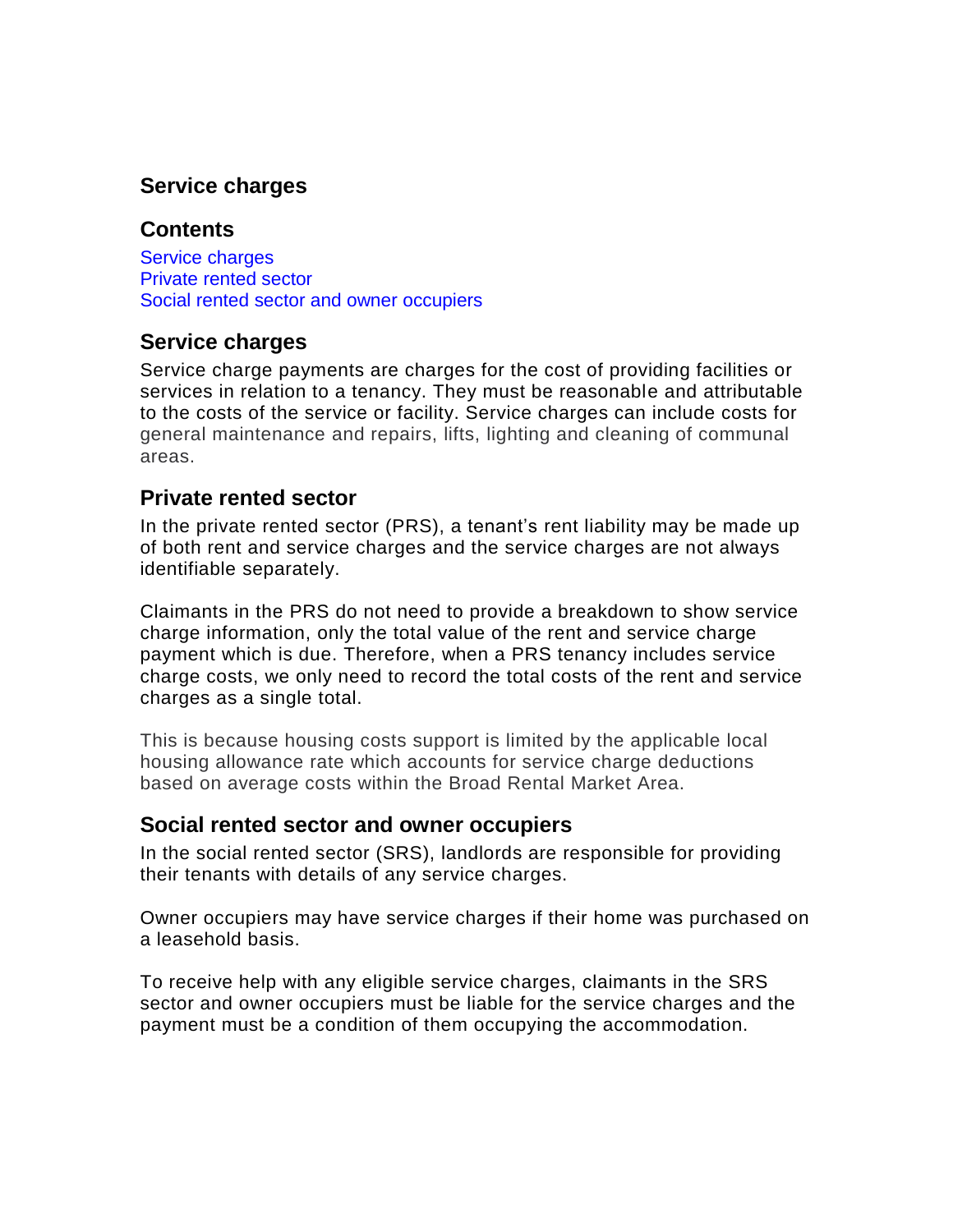# Service charges

## Contents

Service charges
Private rented sector
Social rented sector and owner occupiers

## Service charges

Service charge payments are charges for the cost of providing facilities or services in relation to a tenancy. They must be reasonable and attributable to the costs of the service or facility. Service charges can include costs for general maintenance and repairs, lifts, lighting and cleaning of communal areas.

## Private rented sector

In the private rented sector (PRS), a tenant's rent liability may be made up of both rent and service charges and the service charges are not always identifiable separately.

Claimants in the PRS do not need to provide a breakdown to show service charge information, only the total value of the rent and service charge payment which is due. Therefore, when a PRS tenancy includes service charge costs, we only need to record the total costs of the rent and service charges as a single total.

This is because housing costs support is limited by the applicable local housing allowance rate which accounts for service charge deductions based on average costs within the Broad Rental Market Area.

## Social rented sector and owner occupiers

In the social rented sector (SRS), landlords are responsible for providing their tenants with details of any service charges.

Owner occupiers may have service charges if their home was purchased on a leasehold basis.

To receive help with any eligible service charges, claimants in the SRS sector and owner occupiers must be liable for the service charges and the payment must be a condition of them occupying the accommodation.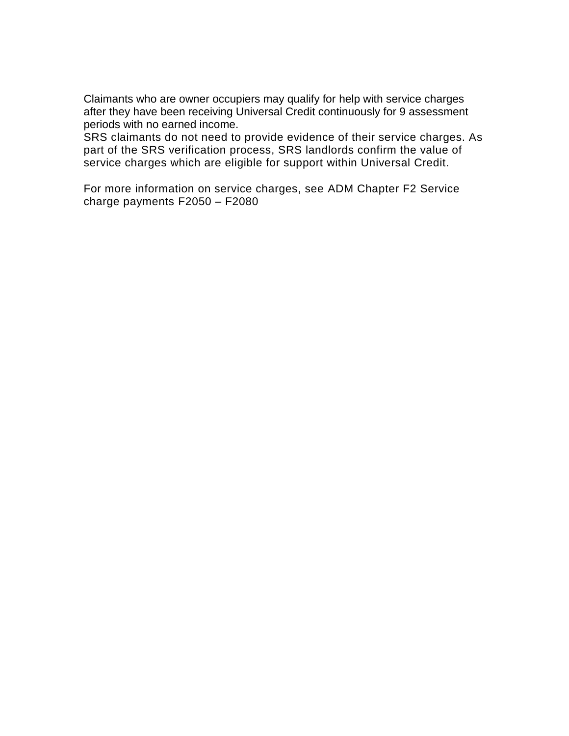Claimants who are owner occupiers may qualify for help with service charges after they have been receiving Universal Credit continuously for 9 assessment periods with no earned income.

SRS claimants do not need to provide evidence of their service charges. As part of the SRS verification process, SRS landlords confirm the value of service charges which are eligible for support within Universal Credit.

For more information on service charges, see ADM Chapter F2 Service charge payments F2050 – F2080